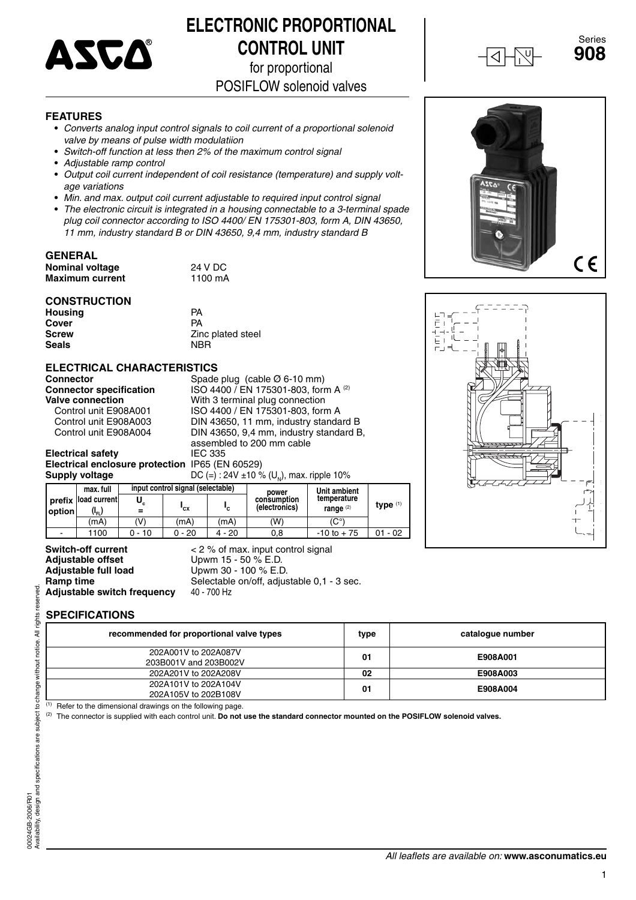# ELECTRONIC PROPORTIONAL CONTROL UNIT

for proportional POSIFLOW solenoid valves

Series **908**

## FEATURES

- *Converts analog input control signals to coil current of a proportional solenoid valve by means of pulse width modulatiion*
- *Switch-off function at less then 2% of the maximum control signal*
- *Adjustable ramp control*
- *Output coil current independent of coil resistance (temperature) and supply voltage variations*
- *Min. and max. output coil current adjustable to required input control signal*
- *The electronic circuit is integrated in a housing connectable to a 3-terminal spade plug coil connector according to ISO 4400/ EN 175301-803, form A, DIN 43650, 11 mm, industry standard B or DIN 43650, 9,4 mm, industry standard B*

## GENERAL

**Nominal voltage** 24 V DC
**Maximum current** 1100 mA

## CONSTRUCTION

**Housing** PA
**Cover** PA
**Screw** Zinc plated steel
**Seals** NBR

## ELECTRICAL CHARACTERISTICS

**Connector** Spade plug (cable Ø 6-10 mm)
**Connector specification** ISO 4400 / EN 175301-803, form A [2]
**Valve connection** With 3 terminal plug connection
Control unit E908A001 ISO 4400 / EN 175301-803, form A
Control unit E908A003 DIN 43650, 11 mm, industry standard B
Control unit E908A004 DIN 43650, 9,4 mm, industry standard B, assembled to 200 mm cable
**Electrical safety** IEC 335
**Electrical enclosure protection** IP65 (EN 60529)
**Supply voltage** DC (=) : 24V ±10 % ($U_N$), max. ripple 10%

| prefix option | max. full load current ($I_{FL}$) | input control signal (selectable) | | | power consumption (electronics) | Unit ambient temperature range [2] | type [1] |
|---|---|---|---|---|---|---|---|
| | | $U_c$ = | $I_{cx}$ | $I_c$ | | | |
| | (mA) | (V) | (mA) | (mA) | (W) | (C°) | |
| - | 1100 | 0 - 10 | 0 - 20 | 4 - 20 | 0,8 | -10 to + 75 | 01 - 02 |

**Switch-off current** < 2 % of max. input control signal
**Adjustable offset** Upwm 15 - 50 % E.D.
**Adjustable full load** Upwm 30 - 100 % E.D.
**Ramp time** Selectable on/off, adjustable 0,1 - 3 sec.
**Adjustable switch frequency** 40 - 700 Hz

## SPECIFICATIONS

| recommended for proportional valve types | type | catalogue number |
|---|---|---|
| 202A001V to 202A087V<br>203B001V and 203B002V | **01** | **E908A001** |
| 202A201V to 202A208V | **02** | **E908A003** |
| 202A101V to 202A104V<br>202A105V to 202B108V | **01** | **E908A004** |

[1] Refer to the dimensional drawings on the following page.

[2] The connector is supplied with each control unit. **Do not use the standard connector mounted on the POSIFLOW solenoid valves.**

00024GB-2006/R01
Availability, design and specifications are subject to change without notice. All rights reserved.

*All leaflets are available on:* **www.asconumatics.eu**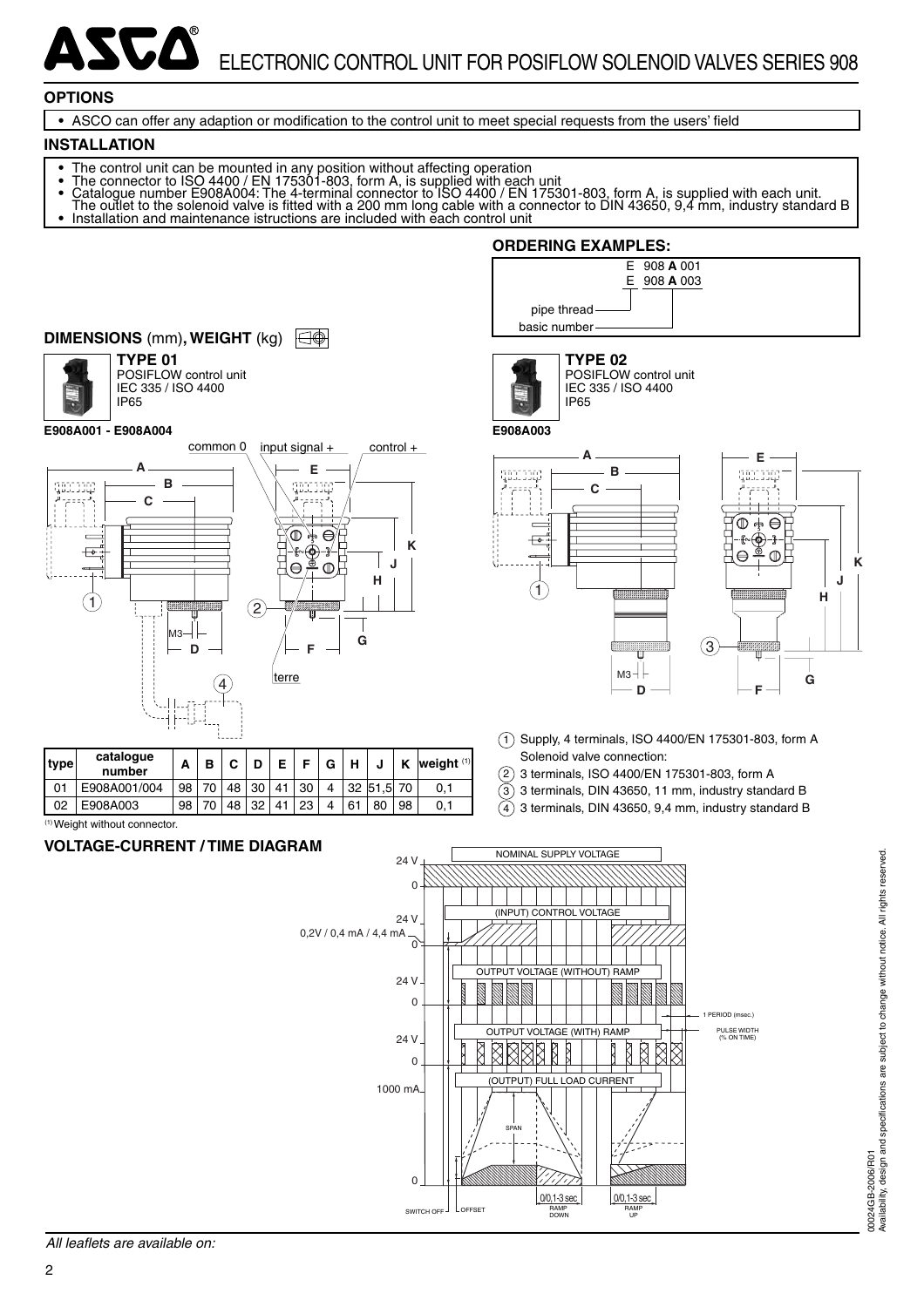# ASCO ELECTRONIC CONTROL UNIT FOR POSIFLOW SOLENOID VALVES SERIES 908

## OPTIONS

- ASCO can offer any adaption or modification to the control unit to meet special requests from the users' field

## INSTALLATION

- The control unit can be mounted in any position without affecting operation
- The connector to ISO 4400 / EN 175301-803, form A, is supplied with each unit
- Catalogue number E908A004: The 4-terminal connector to ISO 4400 / EN 175301-803, form A, is supplied with each unit. The outlet to the solenoid valve is fitted with a 200 mm long cable with a connector to DIN 43650, 9,4 mm, industry standard B
- Installation and maintenance istructions are included with each control unit

## ORDERING EXAMPLES:

E 908 **A** 001
E 908 **A** 003

pipe thread
basic number

## DIMENSIONS (mm), WEIGHT (kg)

**TYPE 01**
POSIFLOW control unit
IEC 335 / ISO 4400
IP65

**E908A001 - E908A004**

common 0
input signal +
control +
terre
M3

**TYPE 02**
POSIFLOW control unit
IEC 335 / ISO 4400
IP65

**E908A003**

M3

| type | catalogue number | A | B | C | D | E | F | G | H | J | K | weight (1) |
|---|---|---|---|---|---|---|---|---|---|---|---|---|
| 01 | E908A001/004 | 98 | 70 | 48 | 30 | 41 | 30 | 4 | 32 | 51,5 | 70 | 0,1 |
| 02 | E908A003 | 98 | 70 | 48 | 32 | 41 | 23 | 4 | 61 | 80 | 98 | 0,1 |

(1) Weight without connector.

1. Supply, 4 terminals, ISO 4400/EN 175301-803, form A
   Solenoid valve connection:
2. 3 terminals, ISO 4400/EN 175301-803, form A
3. 3 terminals, DIN 43650, 11 mm, industry standard B
4. 3 terminals, DIN 43650, 9,4 mm, industry standard B

## VOLTAGE-CURRENT / TIME DIAGRAM

NOMINAL SUPPLY VOLTAGE
24 V
0
(INPUT) CONTROL VOLTAGE
24 V
0,2V / 0,4 mA / 4,4 mA
0
OUTPUT VOLTAGE (WITHOUT) RAMP
24 V
0
1 PERIOD (msec.)
PULSE WIDTH (% ON TIME)
OUTPUT VOLTAGE (WITH) RAMP
24 V
0
(OUTPUT) FULL LOAD CURRENT
1000 mA
SPAN
0
SWITCH OFF
OFFSET
0/0,1-3 sec RAMP DOWN
0/0,1-3 sec RAMP UP

*All leaflets are available on:*

00024GB-2006/R01
Availability, design and specifications are subject to change without notice. All rights reserved.